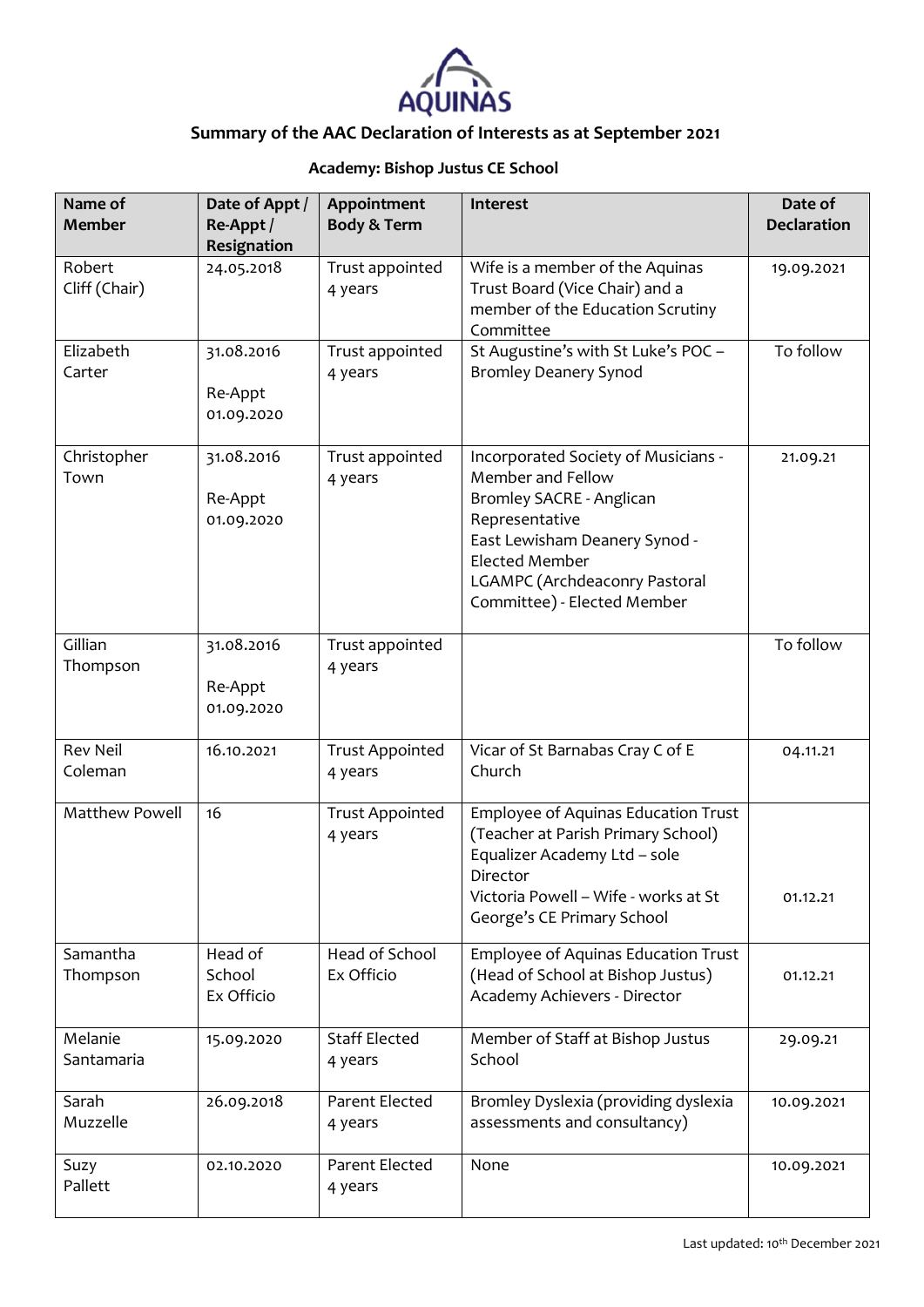AQUINAS

## Summary of the AAC Declaration of Interests as at September 2021

### Academy: Bishop Justus CE School

| Name of Member | Date of Appt / Re-Appt / Resignation | Appointment Body & Term | Interest | Date of Declaration |
|---|---|---|---|---|
| Robert Cliff (Chair) | 24.05.2018 | Trust appointed 4 years | Wife is a member of the Aquinas Trust Board (Vice Chair) and a member of the Education Scrutiny Committee | 19.09.2021 |
| Elizabeth Carter | 31.08.2016<br>Re-Appt 01.09.2020 | Trust appointed 4 years | St Augustine's with St Luke's POC – Bromley Deanery Synod | To follow |
| Christopher Town | 31.08.2016<br>Re-Appt 01.09.2020 | Trust appointed 4 years | Incorporated Society of Musicians - Member and Fellow<br>Bromley SACRE - Anglican Representative<br>East Lewisham Deanery Synod - Elected Member<br>LGAMPC (Archdeaconry Pastoral Committee) - Elected Member | 21.09.21 |
| Gillian Thompson | 31.08.2016<br>Re-Appt 01.09.2020 | Trust appointed 4 years | | To follow |
| Rev Neil Coleman | 16.10.2021 | Trust Appointed 4 years | Vicar of St Barnabas Cray C of E Church | 04.11.21 |
| Matthew Powell | 16 | Trust Appointed 4 years | Employee of Aquinas Education Trust (Teacher at Parish Primary School)<br>Equalizer Academy Ltd – sole Director<br>Victoria Powell – Wife - works at St George's CE Primary School | 01.12.21 |
| Samantha Thompson | Head of School Ex Officio | Head of School Ex Officio | Employee of Aquinas Education Trust (Head of School at Bishop Justus)<br>Academy Achievers - Director | 01.12.21 |
| Melanie Santamaria | 15.09.2020 | Staff Elected 4 years | Member of Staff at Bishop Justus School | 29.09.21 |
| Sarah Muzzelle | 26.09.2018 | Parent Elected 4 years | Bromley Dyslexia (providing dyslexia assessments and consultancy) | 10.09.2021 |
| Suzy Pallett | 02.10.2020 | Parent Elected 4 years | None | 10.09.2021 |

Last updated: 10th December 2021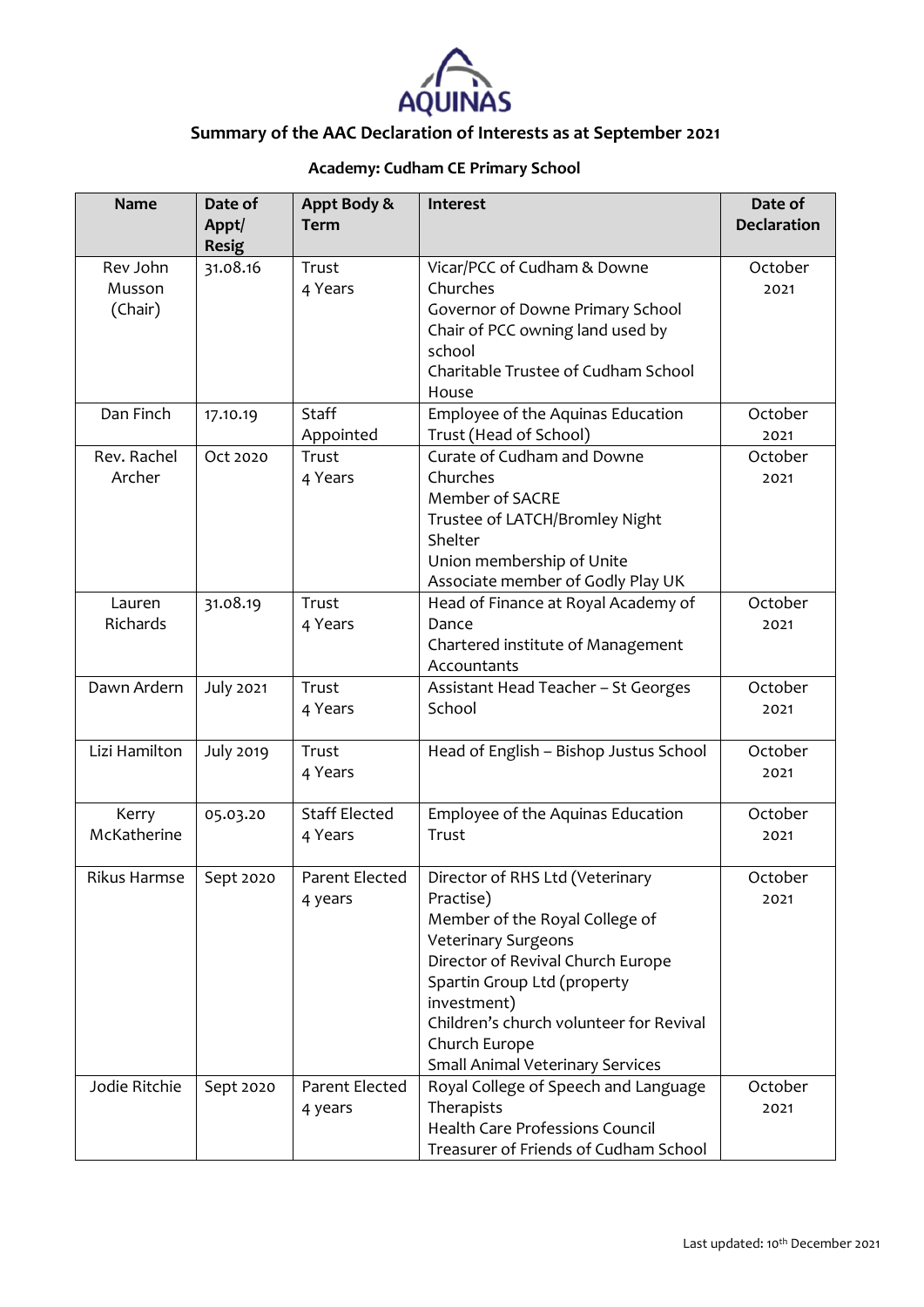AQUINAS

## Summary of the AAC Declaration of Interests as at September 2021

### Academy: Cudham CE Primary School

| Name | Date of Appt/ Resig | Appt Body & Term | Interest | Date of Declaration |
|---|---|---|---|---|
| Rev John Musson (Chair) | 31.08.16 | Trust 4 Years | Vicar/PCC of Cudham & Downe Churches<br>Governor of Downe Primary School<br>Chair of PCC owning land used by school<br>Charitable Trustee of Cudham School House | October 2021 |
| Dan Finch | 17.10.19 | Staff Appointed | Employee of the Aquinas Education Trust (Head of School) | October 2021 |
| Rev. Rachel Archer | Oct 2020 | Trust 4 Years | Curate of Cudham and Downe Churches<br>Member of SACRE<br>Trustee of LATCH/Bromley Night Shelter<br>Union membership of Unite<br>Associate member of Godly Play UK | October 2021 |
| Lauren Richards | 31.08.19 | Trust 4 Years | Head of Finance at Royal Academy of Dance<br>Chartered institute of Management Accountants | October 2021 |
| Dawn Ardern | July 2021 | Trust 4 Years | Assistant Head Teacher – St Georges School | October 2021 |
| Lizi Hamilton | July 2019 | Trust 4 Years | Head of English – Bishop Justus School | October 2021 |
| Kerry McKatherine | 05.03.20 | Staff Elected 4 Years | Employee of the Aquinas Education Trust | October 2021 |
| Rikus Harmse | Sept 2020 | Parent Elected 4 years | Director of RHS Ltd (Veterinary Practise)<br>Member of the Royal College of Veterinary Surgeons<br>Director of Revival Church Europe<br>Spartin Group Ltd (property investment)<br>Children's church volunteer for Revival Church Europe<br>Small Animal Veterinary Services | October 2021 |
| Jodie Ritchie | Sept 2020 | Parent Elected 4 years | Royal College of Speech and Language Therapists<br>Health Care Professions Council<br>Treasurer of Friends of Cudham School | October 2021 |

Last updated: 10th December 2021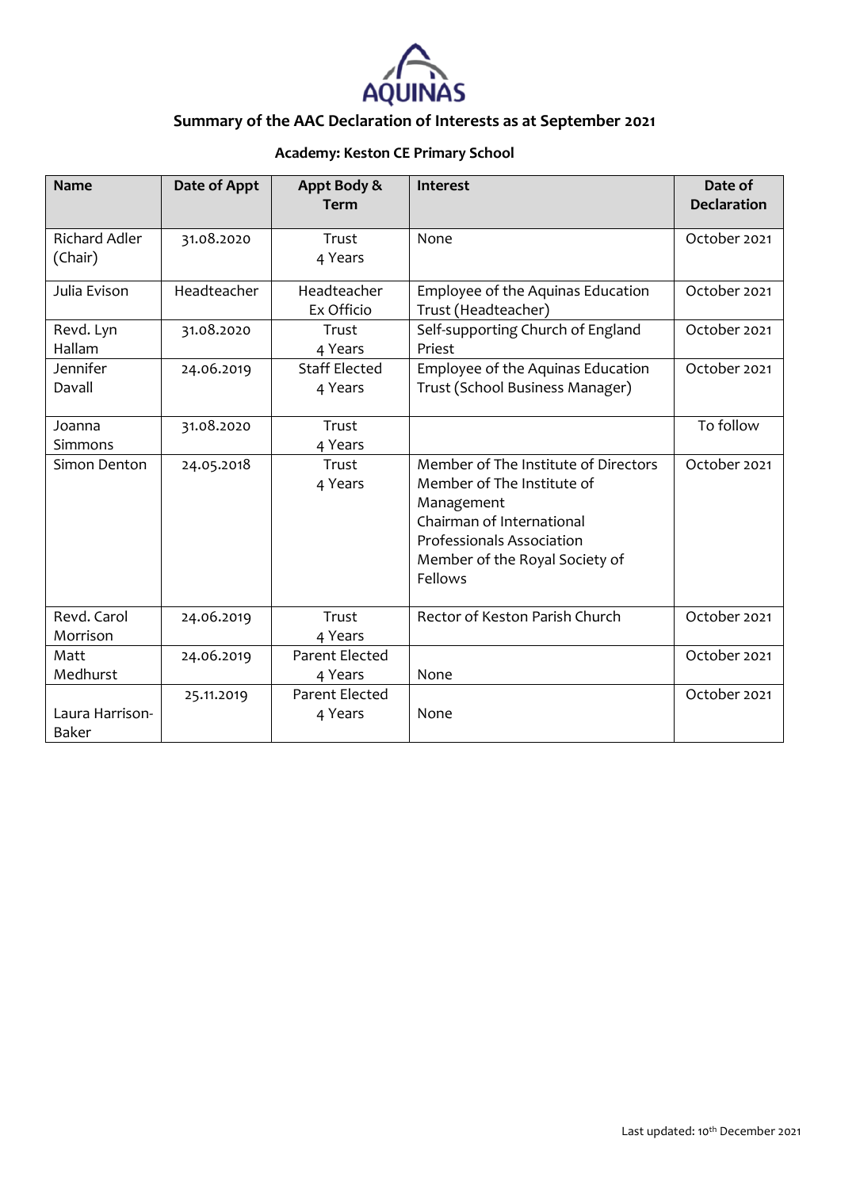## Summary of the AAC Declaration of Interests as at September 2021

### Academy: Keston CE Primary School

| Name | Date of Appt | Appt Body & Term | Interest | Date of Declaration |
|---|---|---|---|---|
| Richard Adler (Chair) | 31.08.2020 | Trust 4 Years | None | October 2021 |
| Julia Evison | Headteacher | Headteacher Ex Officio | Employee of the Aquinas Education Trust (Headteacher) | October 2021 |
| Revd. Lyn Hallam | 31.08.2020 | Trust 4 Years | Self-supporting Church of England Priest | October 2021 |
| Jennifer Davall | 24.06.2019 | Staff Elected 4 Years | Employee of the Aquinas Education Trust (School Business Manager) | October 2021 |
| Joanna Simmons | 31.08.2020 | Trust 4 Years | | To follow |
| Simon Denton | 24.05.2018 | Trust 4 Years | Member of The Institute of Directors<br>Member of The Institute of Management<br>Chairman of International Professionals Association<br>Member of the Royal Society of Fellows | October 2021 |
| Revd. Carol Morrison | 24.06.2019 | Trust 4 Years | Rector of Keston Parish Church | October 2021 |
| Matt Medhurst | 24.06.2019 | Parent Elected 4 Years | None | October 2021 |
| Laura Harrison-Baker | 25.11.2019 | Parent Elected 4 Years | None | October 2021 |

Last updated: 10th December 2021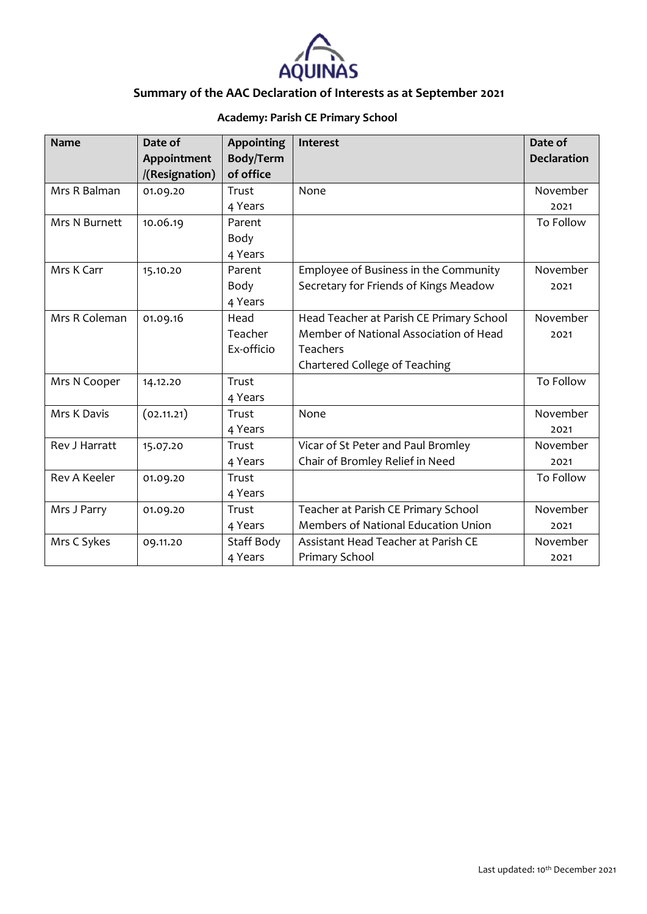AQUINAS

## Summary of the AAC Declaration of Interests as at September 2021

### Academy: Parish CE Primary School

| Name | Date of Appointment /(Resignation) | Appointing Body/Term of office | Interest | Date of Declaration |
|---|---|---|---|---|
| Mrs R Balman | 01.09.20 | Trust 4 Years | None | November 2021 |
| Mrs N Burnett | 10.06.19 | Parent Body 4 Years | | To Follow |
| Mrs K Carr | 15.10.20 | Parent Body 4 Years | Employee of Business in the Community<br>Secretary for Friends of Kings Meadow | November 2021 |
| Mrs R Coleman | 01.09.16 | Head Teacher Ex-officio | Head Teacher at Parish CE Primary School<br>Member of National Association of Head Teachers<br>Chartered College of Teaching | November 2021 |
| Mrs N Cooper | 14.12.20 | Trust 4 Years | | To Follow |
| Mrs K Davis | (02.11.21) | Trust 4 Years | None | November 2021 |
| Rev J Harratt | 15.07.20 | Trust 4 Years | Vicar of St Peter and Paul Bromley<br>Chair of Bromley Relief in Need | November 2021 |
| Rev A Keeler | 01.09.20 | Trust 4 Years | | To Follow |
| Mrs J Parry | 01.09.20 | Trust 4 Years | Teacher at Parish CE Primary School<br>Members of National Education Union | November 2021 |
| Mrs C Sykes | 09.11.20 | Staff Body 4 Years | Assistant Head Teacher at Parish CE Primary School | November 2021 |

Last updated: 10th December 2021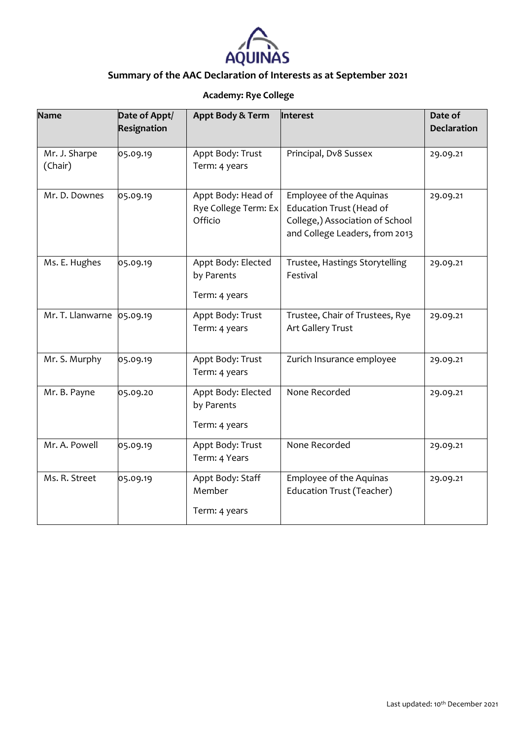AQUINAS

## Summary of the AAC Declaration of Interests as at September 2021

### Academy: Rye College

| Name | Date of Appt/ Resignation | Appt Body & Term | Interest | Date of Declaration |
|---|---|---|---|---|
| Mr. J. Sharpe (Chair) | 05.09.19 | Appt Body: Trust Term: 4 years | Principal, Dv8 Sussex | 29.09.21 |
| Mr. D. Downes | 05.09.19 | Appt Body: Head of Rye College Term: Ex Officio | Employee of the Aquinas Education Trust (Head of College,) Association of School and College Leaders, from 2013 | 29.09.21 |
| Ms. E. Hughes | 05.09.19 | Appt Body: Elected by Parents Term: 4 years | Trustee, Hastings Storytelling Festival | 29.09.21 |
| Mr. T. Llanwarne | 05.09.19 | Appt Body: Trust Term: 4 years | Trustee, Chair of Trustees, Rye Art Gallery Trust | 29.09.21 |
| Mr. S. Murphy | 05.09.19 | Appt Body: Trust Term: 4 years | Zurich Insurance employee | 29.09.21 |
| Mr. B. Payne | 05.09.20 | Appt Body: Elected by Parents Term: 4 years | None Recorded | 29.09.21 |
| Mr. A. Powell | 05.09.19 | Appt Body: Trust Term: 4 Years | None Recorded | 29.09.21 |
| Ms. R. Street | 05.09.19 | Appt Body: Staff Member Term: 4 years | Employee of the Aquinas Education Trust (Teacher) | 29.09.21 |

Last updated: 10th December 2021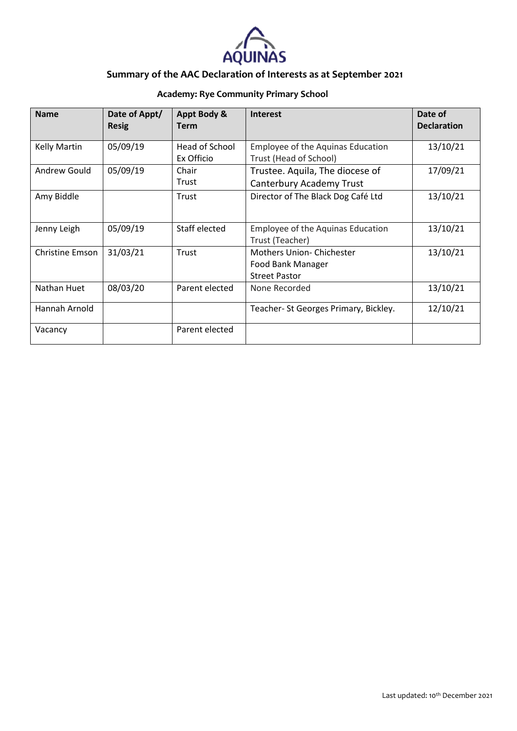AQUINAS

## Summary of the AAC Declaration of Interests as at September 2021

### Academy: Rye Community Primary School

| Name | Date of Appt/ Resig | Appt Body & Term | Interest | Date of Declaration |
|---|---|---|---|---|
| Kelly Martin | 05/09/19 | Head of School Ex Officio | Employee of the Aquinas Education Trust (Head of School) | 13/10/21 |
| Andrew Gould | 05/09/19 | Chair Trust | Trustee. Aquila, The diocese of Canterbury Academy Trust | 17/09/21 |
| Amy Biddle | | Trust | Director of The Black Dog Café Ltd | 13/10/21 |
| Jenny Leigh | 05/09/19 | Staff elected | Employee of the Aquinas Education Trust (Teacher) | 13/10/21 |
| Christine Emson | 31/03/21 | Trust | Mothers Union- Chichester Food Bank Manager Street Pastor | 13/10/21 |
| Nathan Huet | 08/03/20 | Parent elected | None Recorded | 13/10/21 |
| Hannah Arnold | | | Teacher- St Georges Primary, Bickley. | 12/10/21 |
| Vacancy | | Parent elected | | |

Last updated: 10th December 2021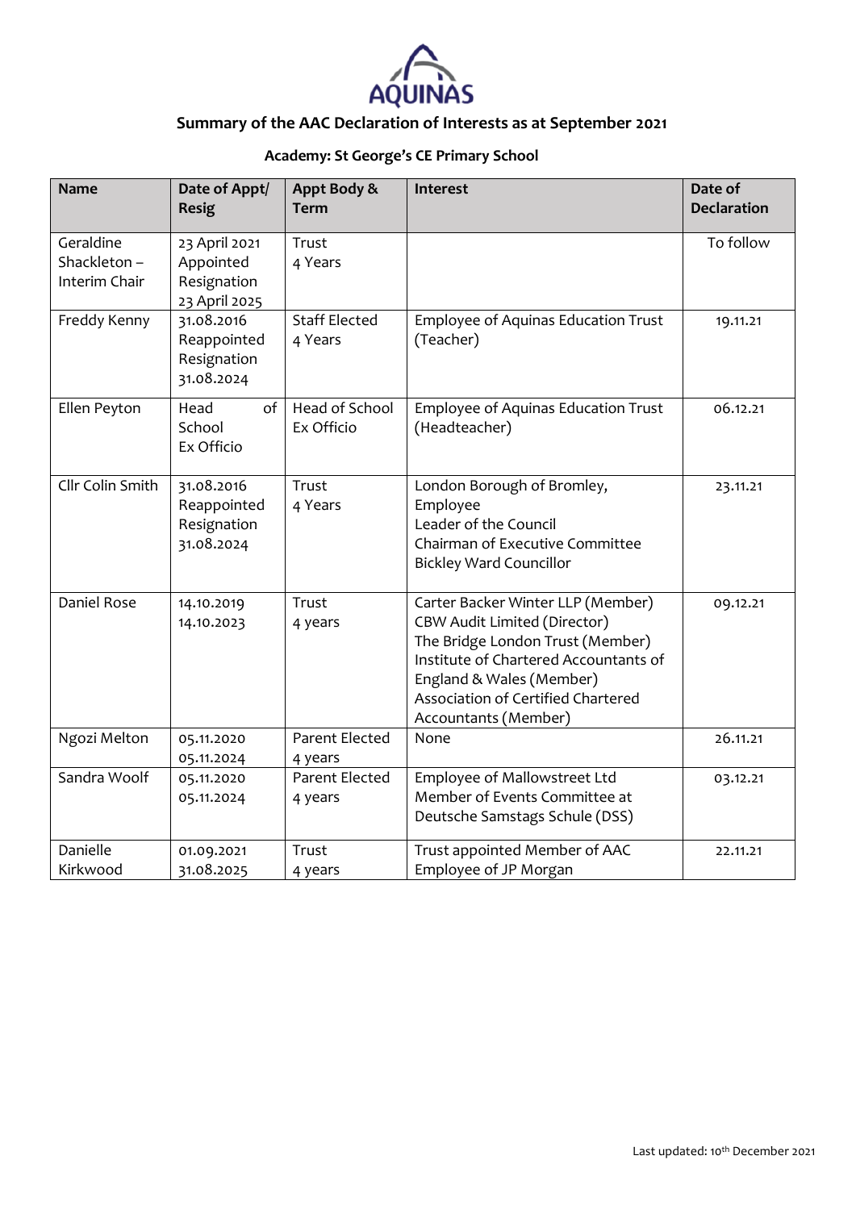AQUINAS

## Summary of the AAC Declaration of Interests as at September 2021

### Academy: St George's CE Primary School

| Name | Date of Appt/ Resig | Appt Body & Term | Interest | Date of Declaration |
|---|---|---|---|---|
| Geraldine Shackleton – Interim Chair | 23 April 2021 Appointed Resignation 23 April 2025 | Trust 4 Years | | To follow |
| Freddy Kenny | 31.08.2016 Reappointed Resignation 31.08.2024 | Staff Elected 4 Years | Employee of Aquinas Education Trust (Teacher) | 19.11.21 |
| Ellen Peyton | Head of School Ex Officio | Head of School Ex Officio | Employee of Aquinas Education Trust (Headteacher) | 06.12.21 |
| Cllr Colin Smith | 31.08.2016 Reappointed Resignation 31.08.2024 | Trust 4 Years | London Borough of Bromley, Employee<br>Leader of the Council<br>Chairman of Executive Committee<br>Bickley Ward Councillor | 23.11.21 |
| Daniel Rose | 14.10.2019 14.10.2023 | Trust 4 years | Carter Backer Winter LLP (Member)<br>CBW Audit Limited (Director)<br>The Bridge London Trust (Member)<br>Institute of Chartered Accountants of England & Wales (Member)<br>Association of Certified Chartered Accountants (Member) | 09.12.21 |
| Ngozi Melton | 05.11.2020 05.11.2024 | Parent Elected 4 years | None | 26.11.21 |
| Sandra Woolf | 05.11.2020 05.11.2024 | Parent Elected 4 years | Employee of Mallowstreet Ltd<br>Member of Events Committee at Deutsche Samstags Schule (DSS) | 03.12.21 |
| Danielle Kirkwood | 01.09.2021 31.08.2025 | Trust 4 years | Trust appointed Member of AAC<br>Employee of JP Morgan | 22.11.21 |

Last updated: 10th December 2021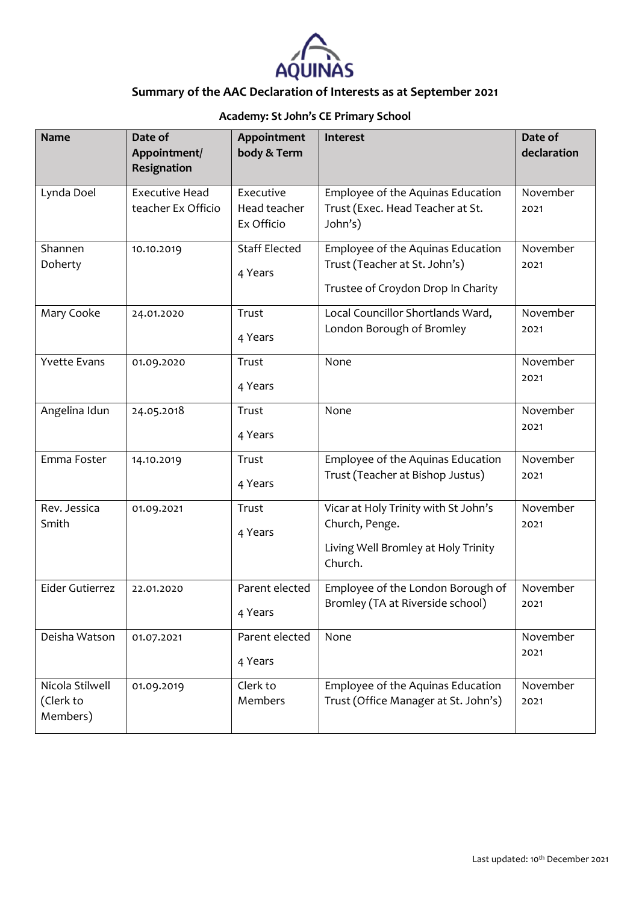## Summary of the AAC Declaration of Interests as at September 2021

### Academy: St John's CE Primary School

| Name | Date of Appointment/ Resignation | Appointment body & Term | Interest | Date of declaration |
|---|---|---|---|---|
| Lynda Doel | Executive Head teacher Ex Officio | Executive Head teacher Ex Officio | Employee of the Aquinas Education Trust (Exec. Head Teacher at St. John's) | November 2021 |
| Shannen Doherty | 10.10.2019 | Staff Elected<br>4 Years | Employee of the Aquinas Education Trust (Teacher at St. John's)<br>Trustee of Croydon Drop In Charity | November 2021 |
| Mary Cooke | 24.01.2020 | Trust<br>4 Years | Local Councillor Shortlands Ward, London Borough of Bromley | November 2021 |
| Yvette Evans | 01.09.2020 | Trust<br>4 Years | None | November 2021 |
| Angelina Idun | 24.05.2018 | Trust<br>4 Years | None | November 2021 |
| Emma Foster | 14.10.2019 | Trust<br>4 Years | Employee of the Aquinas Education Trust (Teacher at Bishop Justus) | November 2021 |
| Rev. Jessica Smith | 01.09.2021 | Trust<br>4 Years | Vicar at Holy Trinity with St John's Church, Penge.<br>Living Well Bromley at Holy Trinity Church. | November 2021 |
| Eider Gutierrez | 22.01.2020 | Parent elected<br>4 Years | Employee of the London Borough of Bromley (TA at Riverside school) | November 2021 |
| Deisha Watson | 01.07.2021 | Parent elected<br>4 Years | None | November 2021 |
| Nicola Stilwell (Clerk to Members) | 01.09.2019 | Clerk to Members | Employee of the Aquinas Education Trust (Office Manager at St. John's) | November 2021 |

Last updated: 10th December 2021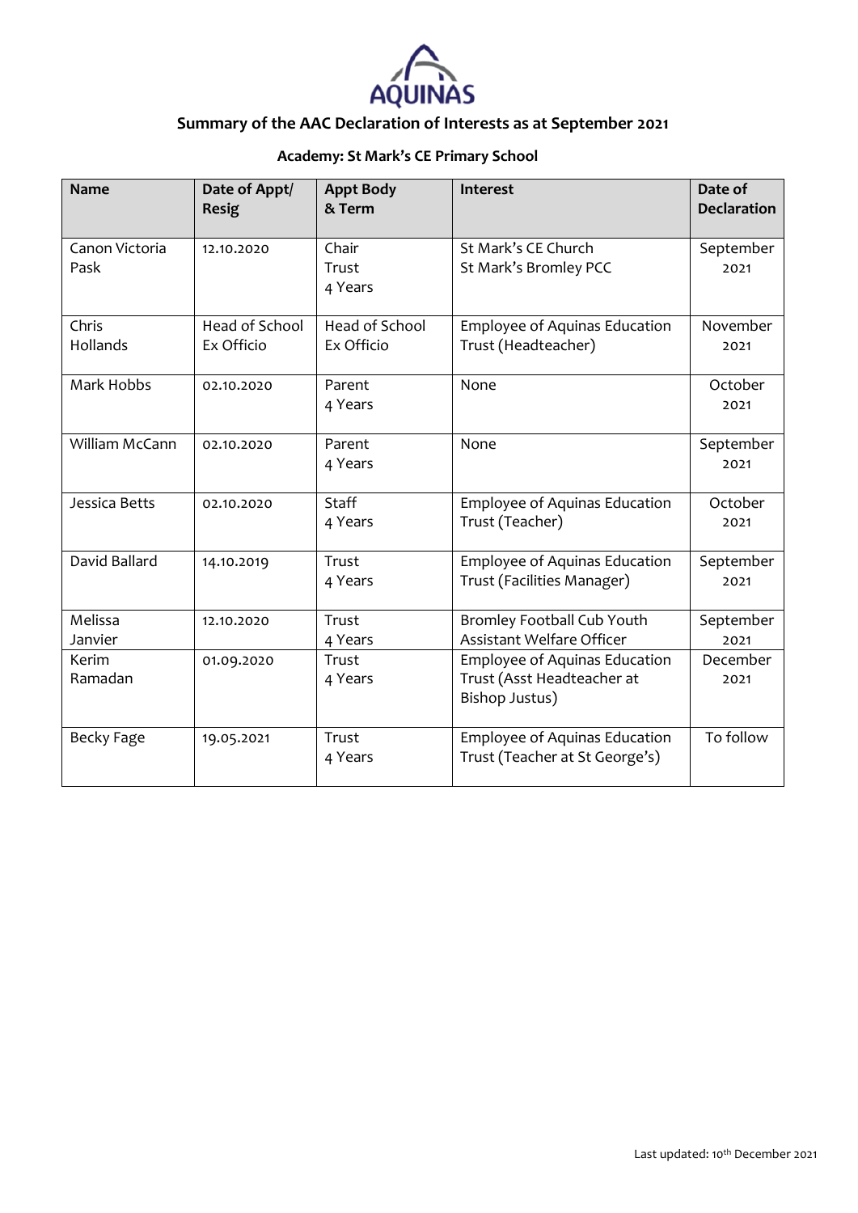AQUINAS

## Summary of the AAC Declaration of Interests as at September 2021

### Academy: St Mark's CE Primary School

| Name | Date of Appt/ Resig | Appt Body & Term | Interest | Date of Declaration |
|---|---|---|---|---|
| Canon Victoria Pask | 12.10.2020 | Chair Trust 4 Years | St Mark's CE Church St Mark's Bromley PCC | September 2021 |
| Chris Hollands | Head of School Ex Officio | Head of School Ex Officio | Employee of Aquinas Education Trust (Headteacher) | November 2021 |
| Mark Hobbs | 02.10.2020 | Parent 4 Years | None | October 2021 |
| William McCann | 02.10.2020 | Parent 4 Years | None | September 2021 |
| Jessica Betts | 02.10.2020 | Staff 4 Years | Employee of Aquinas Education Trust (Teacher) | October 2021 |
| David Ballard | 14.10.2019 | Trust 4 Years | Employee of Aquinas Education Trust (Facilities Manager) | September 2021 |
| Melissa Janvier | 12.10.2020 | Trust 4 Years | Bromley Football Cub Youth Assistant Welfare Officer | September 2021 |
| Kerim Ramadan | 01.09.2020 | Trust 4 Years | Employee of Aquinas Education Trust (Asst Headteacher at Bishop Justus) | December 2021 |
| Becky Fage | 19.05.2021 | Trust 4 Years | Employee of Aquinas Education Trust (Teacher at St George's) | To follow |

Last updated: 10th December 2021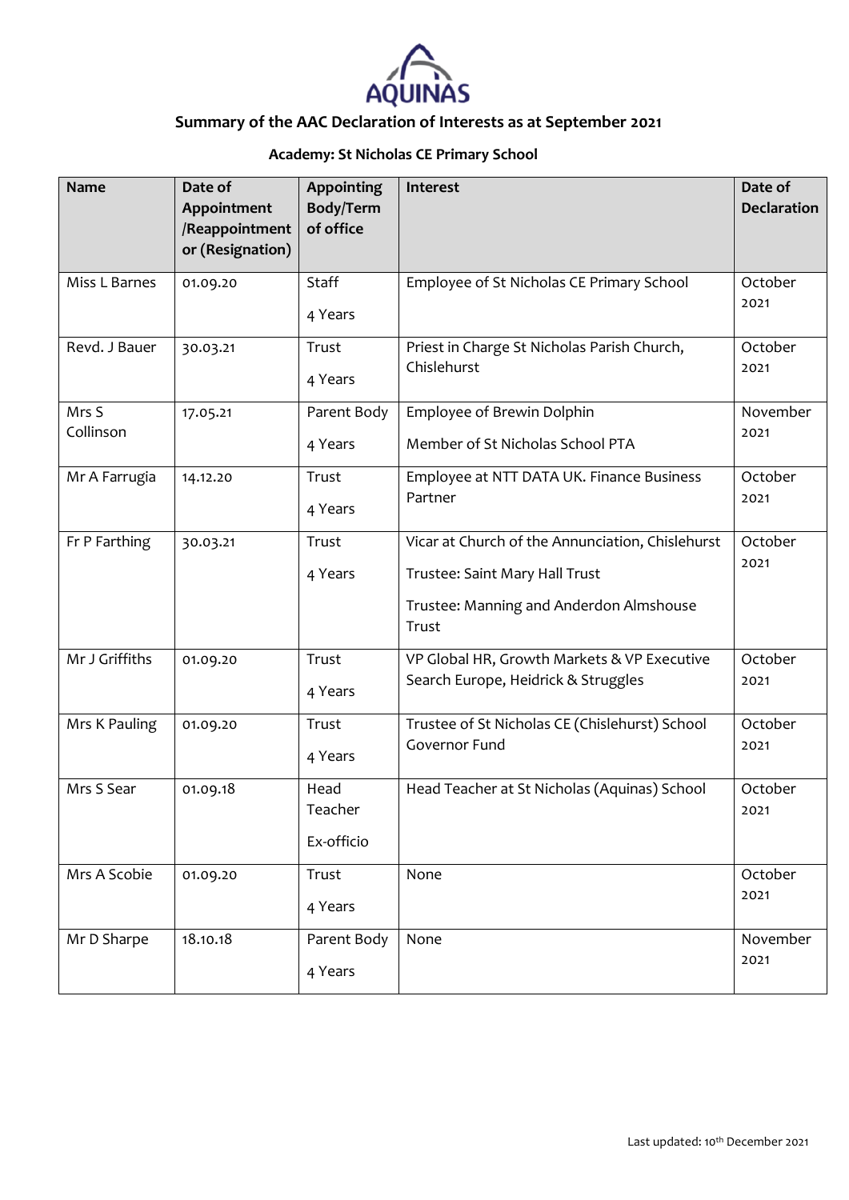**AQUINAS**

## Summary of the AAC Declaration of Interests as at September 2021

### Academy: St Nicholas CE Primary School

| Name | Date of Appointment /Reappointment or (Resignation) | Appointing Body/Term of office | Interest | Date of Declaration |
|---|---|---|---|---|
| Miss L Barnes | 01.09.20 | Staff<br>4 Years | Employee of St Nicholas CE Primary School | October 2021 |
| Revd. J Bauer | 30.03.21 | Trust<br>4 Years | Priest in Charge St Nicholas Parish Church, Chislehurst | October 2021 |
| Mrs S Collinson | 17.05.21 | Parent Body<br>4 Years | Employee of Brewin Dolphin<br>Member of St Nicholas School PTA | November 2021 |
| Mr A Farrugia | 14.12.20 | Trust<br>4 Years | Employee at NTT DATA UK. Finance Business Partner | October 2021 |
| Fr P Farthing | 30.03.21 | Trust<br>4 Years | Vicar at Church of the Annunciation, Chislehurst<br>Trustee: Saint Mary Hall Trust<br>Trustee: Manning and Anderdon Almshouse Trust | October 2021 |
| Mr J Griffiths | 01.09.20 | Trust<br>4 Years | VP Global HR, Growth Markets & VP Executive Search Europe, Heidrick & Struggles | October 2021 |
| Mrs K Pauling | 01.09.20 | Trust<br>4 Years | Trustee of St Nicholas CE (Chislehurst) School Governor Fund | October 2021 |
| Mrs S Sear | 01.09.18 | Head Teacher<br>Ex-officio | Head Teacher at St Nicholas (Aquinas) School | October 2021 |
| Mrs A Scobie | 01.09.20 | Trust<br>4 Years | None | October 2021 |
| Mr D Sharpe | 18.10.18 | Parent Body<br>4 Years | None | November 2021 |

Last updated: 10th December 2021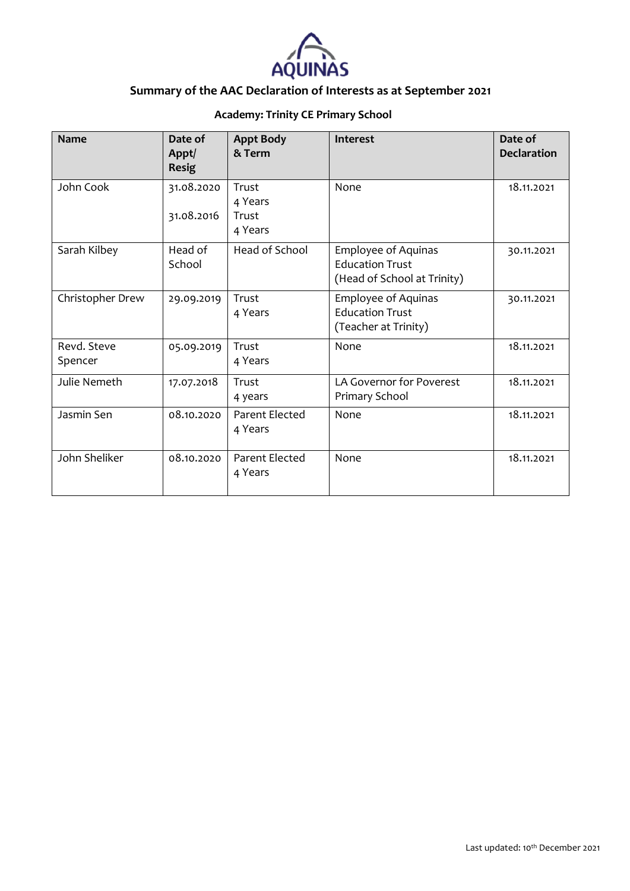## Summary of the AAC Declaration of Interests as at September 2021

### Academy: Trinity CE Primary School

| Name | Date of Appt/ Resig | Appt Body & Term | Interest | Date of Declaration |
|---|---|---|---|---|
| John Cook | 31.08.2020<br><br>31.08.2016 | Trust<br>4 Years<br>Trust<br>4 Years | None | 18.11.2021 |
| Sarah Kilbey | Head of School | Head of School | Employee of Aquinas Education Trust (Head of School at Trinity) | 30.11.2021 |
| Christopher Drew | 29.09.2019 | Trust<br>4 Years | Employee of Aquinas Education Trust (Teacher at Trinity) | 30.11.2021 |
| Revd. Steve Spencer | 05.09.2019 | Trust<br>4 Years | None | 18.11.2021 |
| Julie Nemeth | 17.07.2018 | Trust<br>4 years | LA Governor for Poverest Primary School | 18.11.2021 |
| Jasmin Sen | 08.10.2020 | Parent Elected<br>4 Years | None | 18.11.2021 |
| John Sheliker | 08.10.2020 | Parent Elected<br>4 Years | None | 18.11.2021 |

Last updated: 10th December 2021